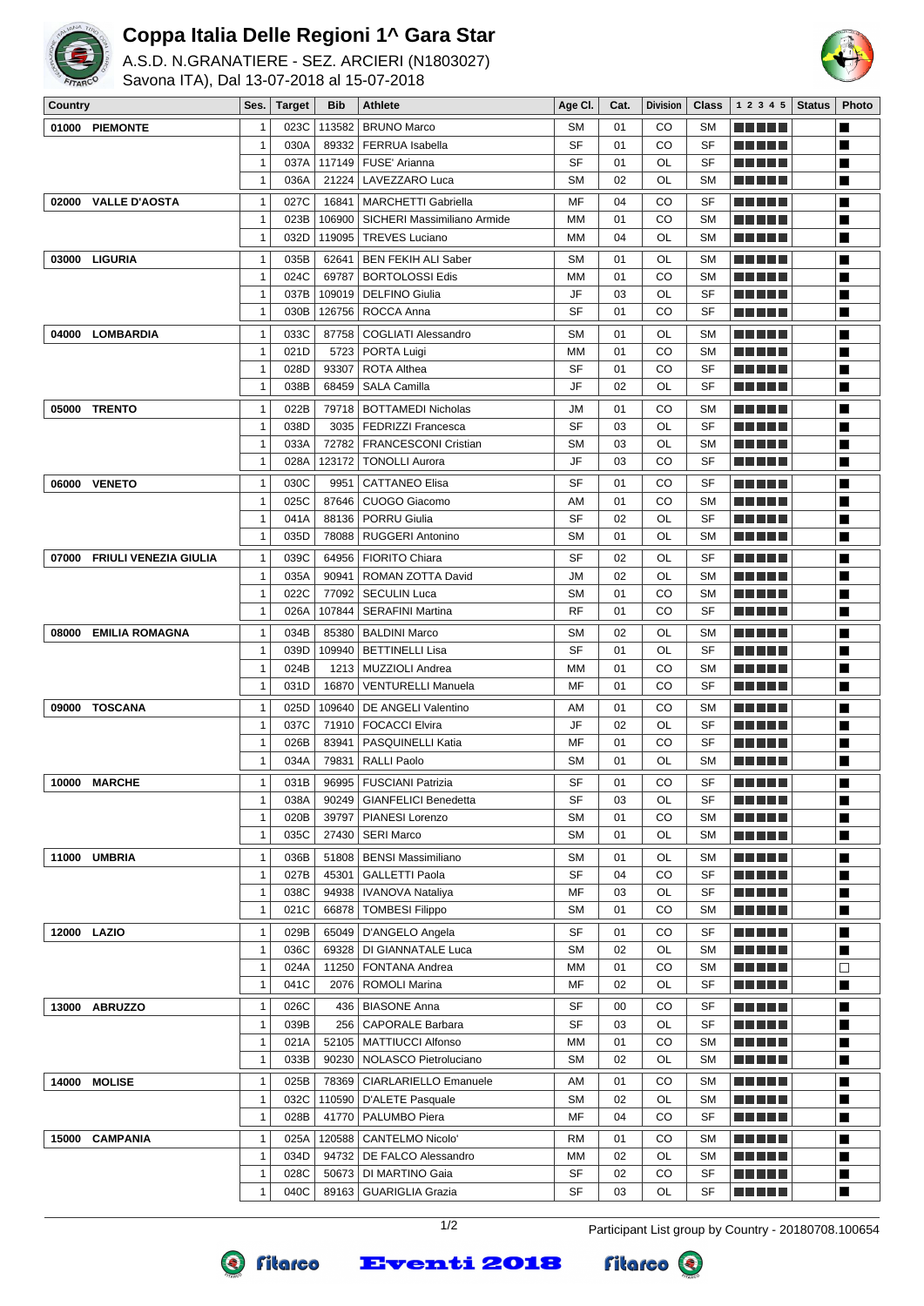# Coppa Italia Delle Regioni 1^ Gara Star

A.S.D. N.GRANATIERE - SEZ. ARCIERI (N1803027)
Savona ITA), Dal 13-07-2018 al 15-07-2018

| Country | Ses. | Target | Bib | Athlete | Age Cl. | Cat. | Division | Class | 1 2 3 4 5 | Status | Photo |
|---|---|---|---|---|---|---|---|---|---|---|---|
| 01000 PIEMONTE | 1 | 023C | 113582 | BRUNO Marco | SM | 01 | CO | SM | ■■■■■ | | ■ |
| | 1 | 030A | 89332 | FERRUA Isabella | SF | 01 | CO | SF | ■■■■■ | | ■ |
| | 1 | 037A | 117149 | FUSE' Arianna | SF | 01 | OL | SF | ■■■■■ | | ■ |
| | 1 | 036A | 21224 | LAVEZZARO Luca | SM | 02 | OL | SM | ■■■■■ | | ■ |
| 02000 VALLE D'AOSTA | 1 | 027C | 16841 | MARCHETTI Gabriella | MF | 04 | CO | SF | ■■■■■ | | ■ |
| | 1 | 023B | 106900 | SICHERI Massimiliano Armide | MM | 01 | CO | SM | ■■■■■ | | ■ |
| | 1 | 032D | 119095 | TREVES Luciano | MM | 04 | OL | SM | ■■■■■ | | ■ |
| 03000 LIGURIA | 1 | 035B | 62641 | BEN FEKIH ALI Saber | SM | 01 | OL | SM | ■■■■■ | | ■ |
| | 1 | 024C | 69787 | BORTOLOSSI Edis | MM | 01 | CO | SM | ■■■■■ | | ■ |
| | 1 | 037B | 109019 | DELFINO Giulia | JF | 03 | OL | SF | ■■■■■ | | ■ |
| | 1 | 030B | 126756 | ROCCA Anna | SF | 01 | CO | SF | ■■■■■ | | ■ |
| 04000 LOMBARDIA | 1 | 033C | 87758 | COGLIATI Alessandro | SM | 01 | OL | SM | ■■■■■ | | ■ |
| | 1 | 021D | 5723 | PORTA Luigi | MM | 01 | CO | SM | ■■■■■ | | ■ |
| | 1 | 028D | 93307 | ROTA Althea | SF | 01 | CO | SF | ■■■■■ | | ■ |
| | 1 | 038B | 68459 | SALA Camilla | JF | 02 | OL | SF | ■■■■■ | | ■ |
| 05000 TRENTO | 1 | 022B | 79718 | BOTTAMEDI Nicholas | JM | 01 | CO | SM | ■■■■■ | | ■ |
| | 1 | 038D | 3035 | FEDRIZZI Francesca | SF | 03 | OL | SF | ■■■■■ | | ■ |
| | 1 | 033A | 72782 | FRANCESCONI Cristian | SM | 03 | OL | SM | ■■■■■ | | ■ |
| | 1 | 028A | 123172 | TONOLLI Aurora | JF | 03 | CO | SF | ■■■■■ | | ■ |
| 06000 VENETO | 1 | 030C | 9951 | CATTANEO Elisa | SF | 01 | CO | SF | ■■■■■ | | ■ |
| | 1 | 025C | 87646 | CUOGO Giacomo | AM | 01 | CO | SM | ■■■■■ | | ■ |
| | 1 | 041A | 88136 | PORRU Giulia | SF | 02 | OL | SF | ■■■■■ | | ■ |
| | 1 | 035D | 78088 | RUGGERI Antonino | SM | 01 | OL | SM | ■■■■■ | | ■ |
| 07000 FRIULI VENEZIA GIULIA | 1 | 039C | 64956 | FIORITO Chiara | SF | 02 | OL | SF | ■■■■■ | | ■ |
| | 1 | 035A | 90941 | ROMAN ZOTTA David | JM | 02 | OL | SM | ■■■■■ | | ■ |
| | 1 | 022C | 77092 | SECULIN Luca | SM | 01 | CO | SM | ■■■■■ | | ■ |
| | 1 | 026A | 107844 | SERAFINI Martina | RF | 01 | CO | SF | ■■■■■ | | ■ |
| 08000 EMILIA ROMAGNA | 1 | 034B | 85380 | BALDINI Marco | SM | 02 | OL | SM | ■■■■■ | | ■ |
| | 1 | 039D | 109940 | BETTINELLI Lisa | SF | 01 | OL | SF | ■■■■■ | | ■ |
| | 1 | 024B | 1213 | MUZZIOLI Andrea | MM | 01 | CO | SM | ■■■■■ | | ■ |
| | 1 | 031D | 16870 | VENTURELLI Manuela | MF | 01 | CO | SF | ■■■■■ | | ■ |
| 09000 TOSCANA | 1 | 025D | 109640 | DE ANGELI Valentino | AM | 01 | CO | SM | ■■■■■ | | ■ |
| | 1 | 037C | 71910 | FOCACCI Elvira | JF | 02 | OL | SF | ■■■■■ | | ■ |
| | 1 | 026B | 83941 | PASQUINELLI Katia | MF | 01 | CO | SF | ■■■■■ | | ■ |
| | 1 | 034A | 79831 | RALLI Paolo | SM | 01 | OL | SM | ■■■■■ | | ■ |
| 10000 MARCHE | 1 | 031B | 96995 | FUSCIANI Patrizia | SF | 01 | CO | SF | ■■■■■ | | ■ |
| | 1 | 038A | 90249 | GIANFELICI Benedetta | SF | 03 | OL | SF | ■■■■■ | | ■ |
| | 1 | 020B | 39797 | PIANESI Lorenzo | SM | 01 | CO | SM | ■■■■■ | | ■ |
| | 1 | 035C | 27430 | SERI Marco | SM | 01 | OL | SM | ■■■■■ | | ■ |
| 11000 UMBRIA | 1 | 036B | 51808 | BENSI Massimiliano | SM | 01 | OL | SM | ■■■■■ | | ■ |
| | 1 | 027B | 45301 | GALLETTI Paola | SF | 04 | CO | SF | ■■■■■ | | ■ |
| | 1 | 038C | 94938 | IVANOVA Nataliya | MF | 03 | OL | SF | ■■■■■ | | ■ |
| | 1 | 021C | 66878 | TOMBESI Filippo | SM | 01 | CO | SM | ■■■■■ | | ■ |
| 12000 LAZIO | 1 | 029B | 65049 | D'ANGELO Angela | SF | 01 | CO | SF | ■■■■■ | | ■ |
| | 1 | 036C | 69328 | DI GIANNATALE Luca | SM | 02 | OL | SM | ■■■■■ | | ■ |
| | 1 | 024A | 11250 | FONTANA Andrea | MM | 01 | CO | SM | ■■■■■ | | □ |
| | 1 | 041C | 2076 | ROMOLI Marina | MF | 02 | OL | SF | ■■■■■ | | ■ |
| 13000 ABRUZZO | 1 | 026C | 436 | BIASONE Anna | SF | 00 | CO | SF | ■■■■■ | | ■ |
| | 1 | 039B | 256 | CAPORALE Barbara | SF | 03 | OL | SF | ■■■■■ | | ■ |
| | 1 | 021A | 52105 | MATTIUCCI Alfonso | MM | 01 | CO | SM | ■■■■■ | | ■ |
| | 1 | 033B | 90230 | NOLASCO Pietroluciano | SM | 02 | OL | SM | ■■■■■ | | ■ |
| 14000 MOLISE | 1 | 025B | 78369 | CIARLARIELLO Emanuele | AM | 01 | CO | SM | ■■■■■ | | ■ |
| | 1 | 032C | 110590 | D'ALETE Pasquale | SM | 02 | OL | SM | ■■■■■ | | ■ |
| | 1 | 028B | 41770 | PALUMBO Piera | MF | 04 | CO | SF | ■■■■■ | | ■ |
| 15000 CAMPANIA | 1 | 025A | 120588 | CANTELMO Nicolo' | RM | 01 | CO | SM | ■■■■■ | | ■ |
| | 1 | 034D | 94732 | DE FALCO Alessandro | MM | 02 | OL | SM | ■■■■■ | | ■ |
| | 1 | 028C | 50673 | DI MARTINO Gaia | SF | 02 | CO | SF | ■■■■■ | | ■ |
| | 1 | 040C | 89163 | GUARIGLIA Grazia | SF | 03 | OL | SF | ■■■■■ | | ■ |

Participant List group by Country - 20180708.100654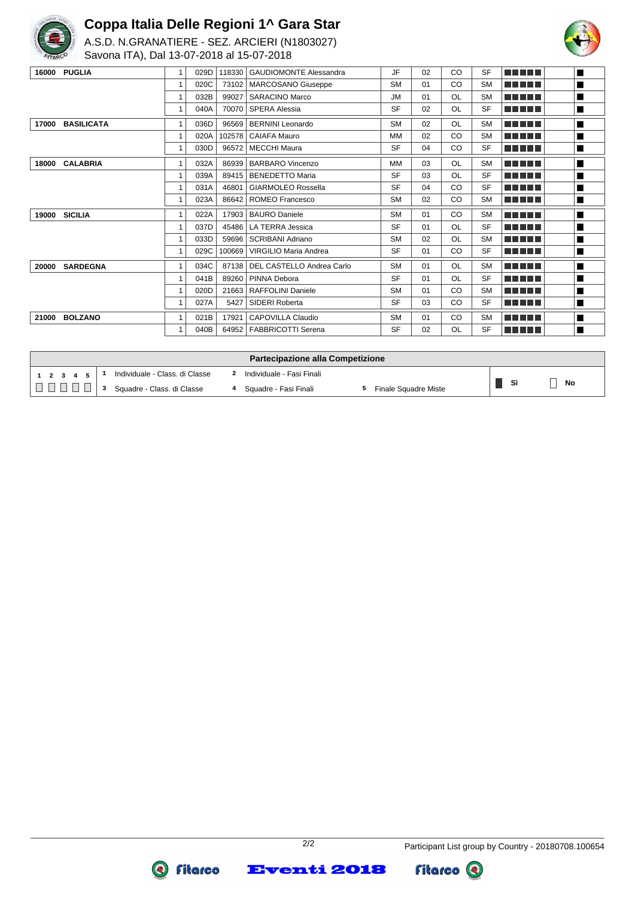# Coppa Italia Delle Regioni 1^ Gara Star

A.S.D. N.GRANATIERE - SEZ. ARCIERI (N1803027)
Savona ITA), Dal 13-07-2018 al 15-07-2018

| | | | | | | | | | | | |
|---|---|---|---|---|---|---|---|---|---|---|---|
| **16000 PUGLIA** | 1 | 029D | 118330 | GAUDIOMONTE Alessandra | JF | 02 | CO | SF | ■■■■■ | | ■ |
| | 1 | 020C | 73102 | MARCOSANO Giuseppe | SM | 01 | CO | SM | ■■■■■ | | ■ |
| | 1 | 032B | 99027 | SARACINO Marco | JM | 01 | OL | SM | ■■■■■ | | ■ |
| | 1 | 040A | 70070 | SPERA Alessia | SF | 02 | OL | SF | ■■■■■ | | ■ |
| **17000 BASILICATA** | 1 | 036D | 96569 | BERNINI Leonardo | SM | 02 | OL | SM | ■■■■■ | | ■ |
| | 1 | 020A | 102578 | CAIAFA Mauro | MM | 02 | CO | SM | ■■■■■ | | ■ |
| | 1 | 030D | 96572 | MECCHI Maura | SF | 04 | CO | SF | ■■■■■ | | ■ |
| **18000 CALABRIA** | 1 | 032A | 86939 | BARBARO Vincenzo | MM | 03 | OL | SM | ■■■■■ | | ■ |
| | 1 | 039A | 89415 | BENEDETTO Maria | SF | 03 | OL | SF | ■■■■■ | | ■ |
| | 1 | 031A | 46801 | GIARMOLEO Rossella | SF | 04 | CO | SF | ■■■■■ | | ■ |
| | 1 | 023A | 86642 | ROMEO Francesco | SM | 02 | CO | SM | ■■■■■ | | ■ |
| **19000 SICILIA** | 1 | 022A | 17903 | BAURO Daniele | SM | 01 | CO | SM | ■■■■■ | | ■ |
| | 1 | 037D | 45486 | LA TERRA Jessica | SF | 01 | OL | SF | ■■■■■ | | ■ |
| | 1 | 033D | 59696 | SCRIBANI Adriano | SM | 02 | OL | SM | ■■■■■ | | ■ |
| | 1 | 029C | 100669 | VIRGILIO Maria Andrea | SF | 01 | CO | SF | ■■■■■ | | ■ |
| **20000 SARDEGNA** | 1 | 034C | 87138 | DEL CASTELLO Andrea Carlo | SM | 01 | OL | SM | ■■■■■ | | ■ |
| | 1 | 041B | 89260 | PINNA Debora | SF | 01 | OL | SF | ■■■■■ | | ■ |
| | 1 | 020D | 21663 | RAFFOLINI Daniele | SM | 01 | CO | SM | ■■■■■ | | ■ |
| | 1 | 027A | 5427 | SIDERI Roberta | SF | 03 | CO | SF | ■■■■■ | | ■ |
| **21000 BOLZANO** | 1 | 021B | 17921 | CAPOVILLA Claudio | SM | 01 | CO | SM | ■■■■■ | | ■ |
| | 1 | 040B | 64952 | FABBRICOTTI Serena | SF | 02 | OL | SF | ■■■■■ | | ■ |

| Partecipazione alla Competizione | | | |
|---|---|---|---|
| 1 2 3 4 5 | 1 Individuale - Class. di Classe | 2 Individuale - Fasi Finali | ■ Sì |
| □ □ □ □ □ | 3 Squadre - Class. di Classe | 4 Squadre - Fasi Finali / 5 Finale Squadre Miste | □ No |

Participant List group by Country - 20180708.100654